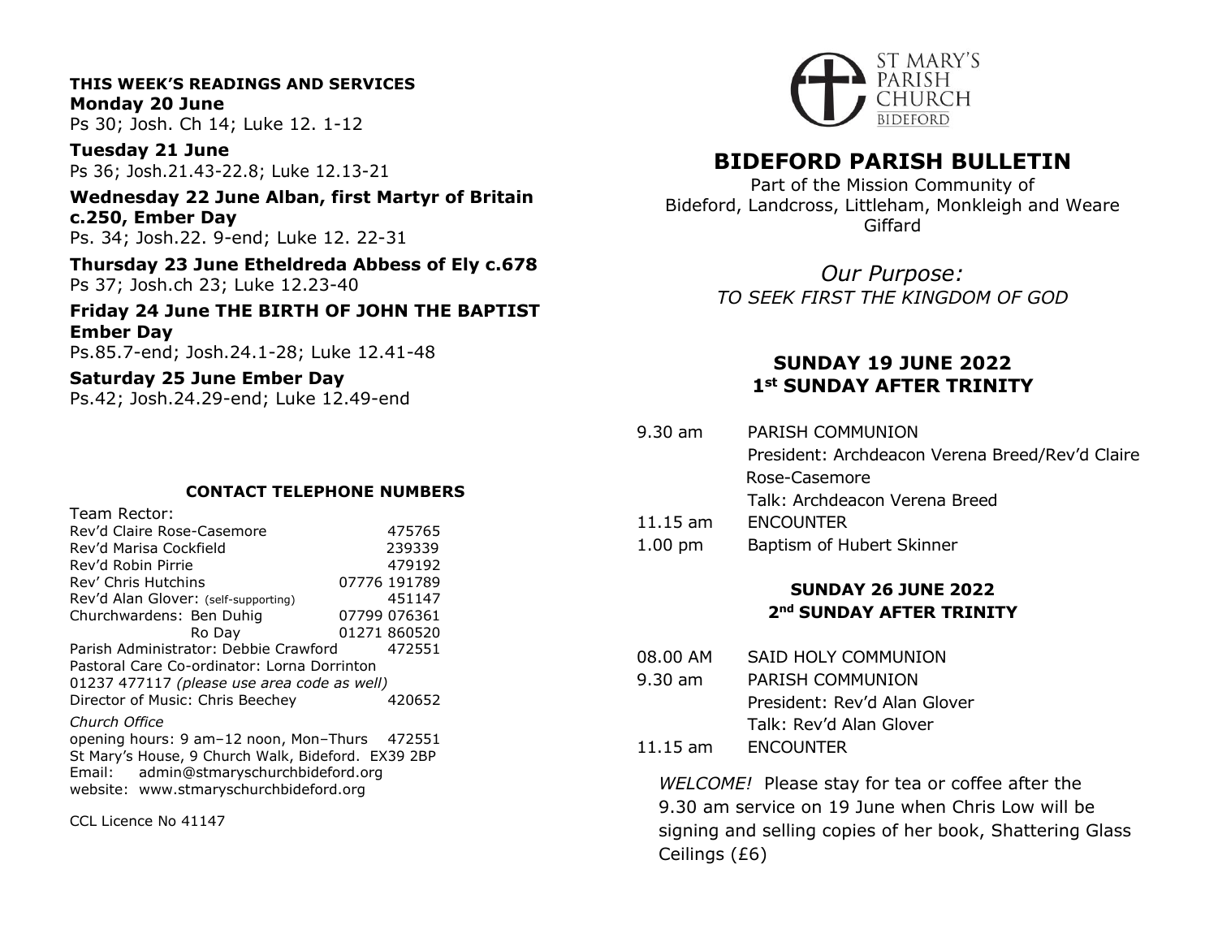**THIS WEEK'S READINGS AND SERVICES**

**Monday 20 June**
Ps 30; Josh. Ch 14; Luke 12. 1-12

**Tuesday 21 June**
Ps 36; Josh.21.43-22.8; Luke 12.13-21

**Wednesday 22 June Alban, first Martyr of Britain c.250, Ember Day**
Ps. 34; Josh.22. 9-end; Luke 12. 22-31

**Thursday 23 June Etheldreda Abbess of Ely c.678**
Ps 37; Josh.ch 23; Luke 12.23-40

**Friday 24 June THE BIRTH OF JOHN THE BAPTIST Ember Day**
Ps.85.7-end; Josh.24.1-28; Luke 12.41-48

**Saturday 25 June Ember Day**
Ps.42; Josh.24.29-end; Luke 12.49-end

**CONTACT TELEPHONE NUMBERS**

Team Rector:

| | |
|---|---|
| Rev'd Claire Rose-Casemore | 475765 |
| Rev'd Marisa Cockfield | 239339 |
| Rev'd Robin Pirrie | 479192 |
| Rev' Chris Hutchins | 07776 191789 |
| Rev'd Alan Glover: (self-supporting) | 451147 |
| Churchwardens: Ben Duhig | 07799 076361 |
| Ro Day | 01271 860520 |
| Parish Administrator: Debbie Crawford | 472551 |

Pastoral Care Co-ordinator: Lorna Dorrinton
01237 477117 *(please use area code as well)*
Director of Music: Chris Beechey 420652

*Church Office*
opening hours: 9 am–12 noon, Mon–Thurs 472551
St Mary's House, 9 Church Walk, Bideford. EX39 2BP
Email: admin@stmaryschurchbideford.org
website: www.stmaryschurchbideford.org

CCL Licence No 41147

ST MARY'S PARISH CHURCH BIDEFORD

# BIDEFORD PARISH BULLETIN

Part of the Mission Community of
Bideford, Landcross, Littleham, Monkleigh and Weare Giffard

*Our Purpose:*
*TO SEEK FIRST THE KINGDOM OF GOD*

## SUNDAY 19 JUNE 2022
## 1st SUNDAY AFTER TRINITY

9.30 am PARISH COMMUNION
President: Archdeacon Verena Breed/Rev'd Claire Rose-Casemore
Talk: Archdeacon Verena Breed
11.15 am ENCOUNTER
1.00 pm Baptism of Hubert Skinner

## SUNDAY 26 JUNE 2022
## 2nd SUNDAY AFTER TRINITY

08.00 AM SAID HOLY COMMUNION
9.30 am PARISH COMMUNION
President: Rev'd Alan Glover
Talk: Rev'd Alan Glover
11.15 am ENCOUNTER

*WELCOME!* Please stay for tea or coffee after the 9.30 am service on 19 June when Chris Low will be signing and selling copies of her book, Shattering Glass Ceilings (£6)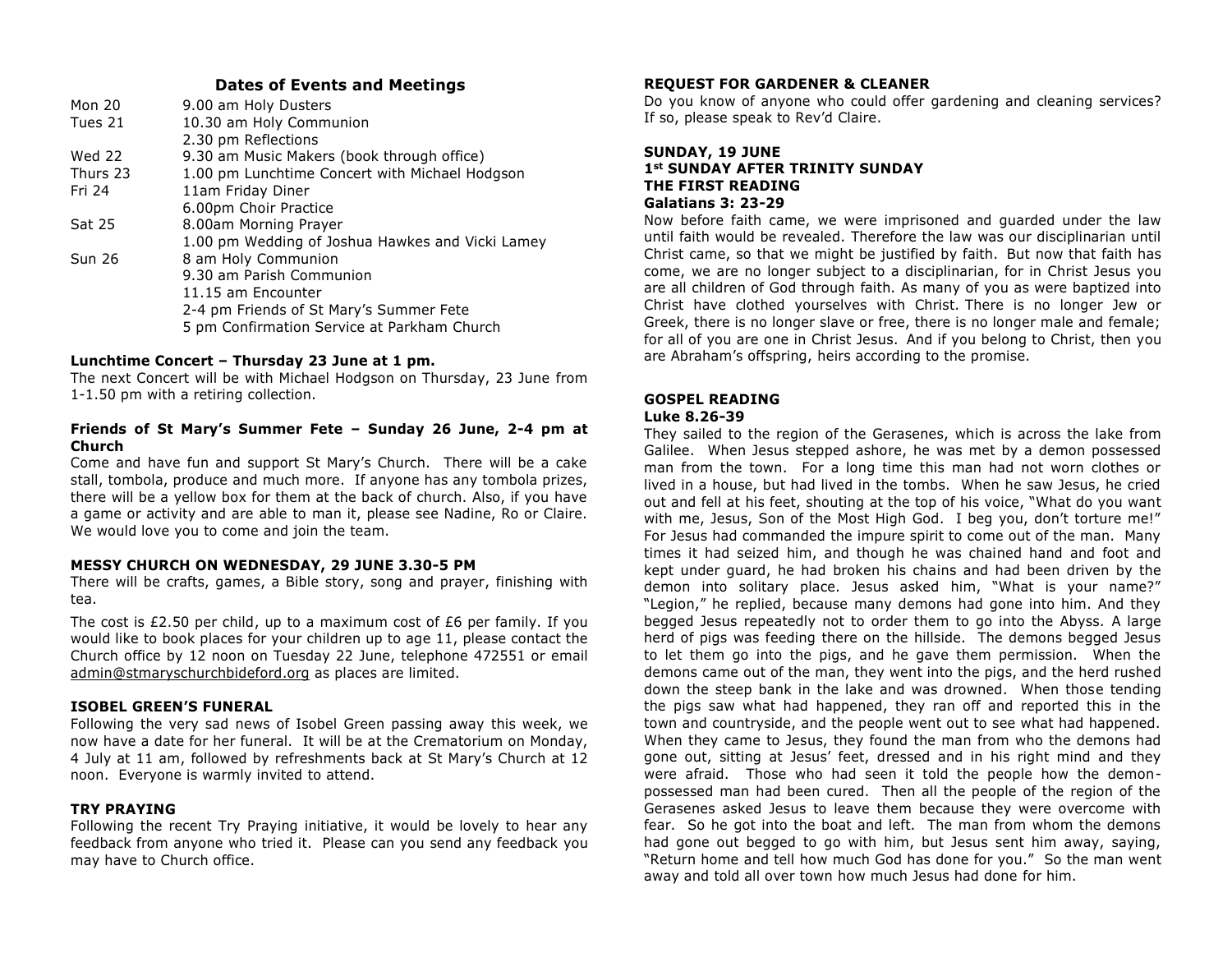## Dates of Events and Meetings

| | | |
|---|---|---|
| Mon 20 | 9.00 am Holy Dusters |
| Tues 21 | 10.30 am Holy Communion |
| | 2.30 pm Reflections |
| Wed 22 | 9.30 am Music Makers (book through office) |
| Thurs 23 | 1.00 pm Lunchtime Concert with Michael Hodgson |
| Fri 24 | 11am Friday Diner |
| | 6.00pm Choir Practice |
| Sat 25 | 8.00am Morning Prayer |
| | 1.00 pm Wedding of Joshua Hawkes and Vicki Lamey |
| Sun 26 | 8 am Holy Communion |
| | 9.30 am Parish Communion |
| | 11.15 am Encounter |
| | 2-4 pm Friends of St Mary's Summer Fete |
| | 5 pm Confirmation Service at Parkham Church |

**Lunchtime Concert – Thursday 23 June at 1 pm.**

The next Concert will be with Michael Hodgson on Thursday, 23 June from 1-1.50 pm with a retiring collection.

**Friends of St Mary's Summer Fete – Sunday 26 June, 2-4 pm at Church**

Come and have fun and support St Mary's Church. There will be a cake stall, tombola, produce and much more. If anyone has any tombola prizes, there will be a yellow box for them at the back of church. Also, if you have a game or activity and are able to man it, please see Nadine, Ro or Claire. We would love you to come and join the team.

**MESSY CHURCH ON WEDNESDAY, 29 JUNE 3.30-5 PM**

There will be crafts, games, a Bible story, song and prayer, finishing with tea.

The cost is £2.50 per child, up to a maximum cost of £6 per family. If you would like to book places for your children up to age 11, please contact the Church office by 12 noon on Tuesday 22 June, telephone 472551 or email admin@stmaryschurchbideford.org as places are limited.

**ISOBEL GREEN'S FUNERAL**

Following the very sad news of Isobel Green passing away this week, we now have a date for her funeral. It will be at the Crematorium on Monday, 4 July at 11 am, followed by refreshments back at St Mary's Church at 12 noon. Everyone is warmly invited to attend.

**TRY PRAYING**

Following the recent Try Praying initiative, it would be lovely to hear any feedback from anyone who tried it. Please can you send any feedback you may have to Church office.

**REQUEST FOR GARDENER & CLEANER**

Do you know of anyone who could offer gardening and cleaning services? If so, please speak to Rev'd Claire.

**SUNDAY, 19 JUNE**
**1st SUNDAY AFTER TRINITY SUNDAY**
**THE FIRST READING**
**Galatians 3: 23-29**

Now before faith came, we were imprisoned and guarded under the law until faith would be revealed. Therefore the law was our disciplinarian until Christ came, so that we might be justified by faith. But now that faith has come, we are no longer subject to a disciplinarian, for in Christ Jesus you are all children of God through faith. As many of you as were baptized into Christ have clothed yourselves with Christ. There is no longer Jew or Greek, there is no longer slave or free, there is no longer male and female; for all of you are one in Christ Jesus. And if you belong to Christ, then you are Abraham's offspring, heirs according to the promise.

**GOSPEL READING**
**Luke 8.26-39**

They sailed to the region of the Gerasenes, which is across the lake from Galilee. When Jesus stepped ashore, he was met by a demon possessed man from the town. For a long time this man had not worn clothes or lived in a house, but had lived in the tombs. When he saw Jesus, he cried out and fell at his feet, shouting at the top of his voice, "What do you want with me, Jesus, Son of the Most High God. I beg you, don't torture me!" For Jesus had commanded the impure spirit to come out of the man. Many times it had seized him, and though he was chained hand and foot and kept under guard, he had broken his chains and had been driven by the demon into solitary place. Jesus asked him, "What is your name?" "Legion," he replied, because many demons had gone into him. And they begged Jesus repeatedly not to order them to go into the Abyss. A large herd of pigs was feeding there on the hillside. The demons begged Jesus to let them go into the pigs, and he gave them permission. When the demons came out of the man, they went into the pigs, and the herd rushed down the steep bank in the lake and was drowned. When those tending the pigs saw what had happened, they ran off and reported this in the town and countryside, and the people went out to see what had happened. When they came to Jesus, they found the man from who the demons had gone out, sitting at Jesus' feet, dressed and in his right mind and they were afraid. Those who had seen it told the people how the demon-possessed man had been cured. Then all the people of the region of the Gerasenes asked Jesus to leave them because they were overcome with fear. So he got into the boat and left. The man from whom the demons had gone out begged to go with him, but Jesus sent him away, saying, "Return home and tell how much God has done for you." So the man went away and told all over town how much Jesus had done for him.